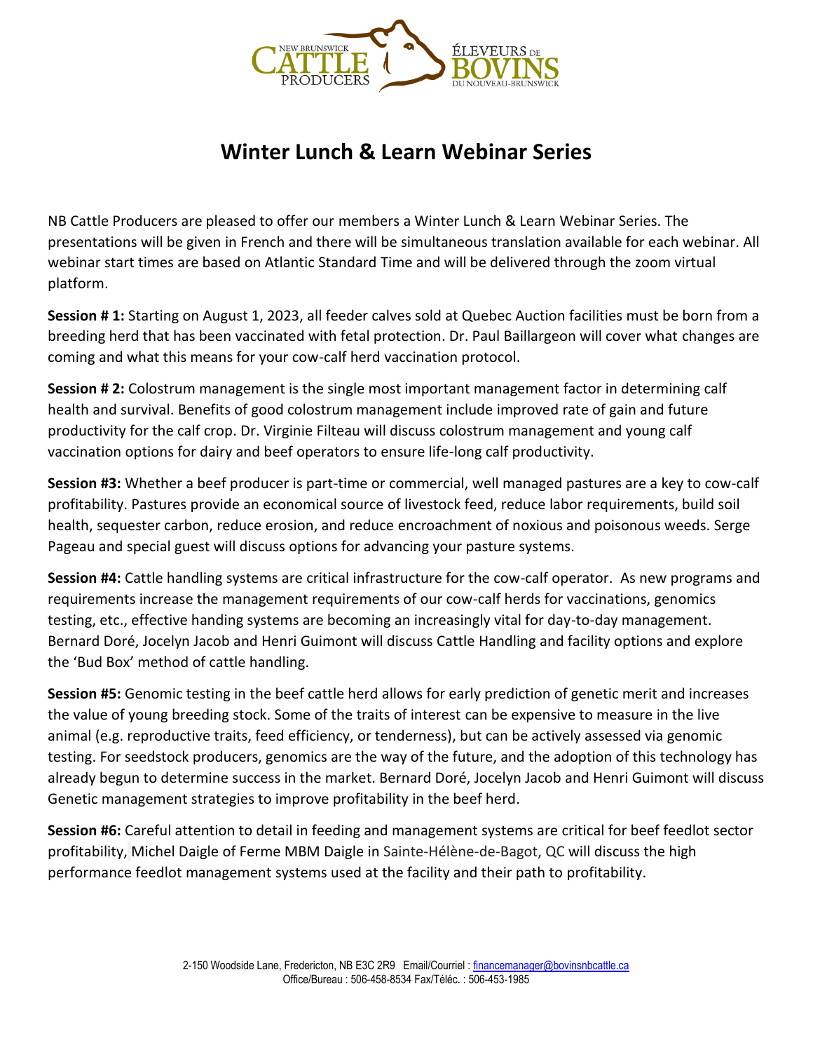# Winter Lunch & Learn Webinar Series

NB Cattle Producers are pleased to offer our members a Winter Lunch & Learn Webinar Series. The presentations will be given in French and there will be simultaneous translation available for each webinar. All webinar start times are based on Atlantic Standard Time and will be delivered through the zoom virtual platform.

**Session # 1:** Starting on August 1, 2023, all feeder calves sold at Quebec Auction facilities must be born from a breeding herd that has been vaccinated with fetal protection. Dr. Paul Baillargeon will cover what changes are coming and what this means for your cow-calf herd vaccination protocol.

**Session # 2:** Colostrum management is the single most important management factor in determining calf health and survival. Benefits of good colostrum management include improved rate of gain and future productivity for the calf crop. Dr. Virginie Filteau will discuss colostrum management and young calf vaccination options for dairy and beef operators to ensure life-long calf productivity.

**Session #3:** Whether a beef producer is part-time or commercial, well managed pastures are a key to cow-calf profitability. Pastures provide an economical source of livestock feed, reduce labor requirements, build soil health, sequester carbon, reduce erosion, and reduce encroachment of noxious and poisonous weeds. Serge Pageau and special guest will discuss options for advancing your pasture systems.

**Session #4:** Cattle handling systems are critical infrastructure for the cow-calf operator. As new programs and requirements increase the management requirements of our cow-calf herds for vaccinations, genomics testing, etc., effective handing systems are becoming an increasingly vital for day-to-day management. Bernard Doré, Jocelyn Jacob and Henri Guimont will discuss Cattle Handling and facility options and explore the 'Bud Box' method of cattle handling.

**Session #5:** Genomic testing in the beef cattle herd allows for early prediction of genetic merit and increases the value of young breeding stock. Some of the traits of interest can be expensive to measure in the live animal (e.g. reproductive traits, feed efficiency, or tenderness), but can be actively assessed via genomic testing. For seedstock producers, genomics are the way of the future, and the adoption of this technology has already begun to determine success in the market. Bernard Doré, Jocelyn Jacob and Henri Guimont will discuss Genetic management strategies to improve profitability in the beef herd.

**Session #6:** Careful attention to detail in feeding and management systems are critical for beef feedlot sector profitability, Michel Daigle of Ferme MBM Daigle in Sainte-Hélène-de-Bagot, QC will discuss the high performance feedlot management systems used at the facility and their path to profitability.

2-150 Woodside Lane, Fredericton, NB E3C 2R9 Email/Courriel : financemanager@bovinsnbcattle.ca
Office/Bureau : 506-458-8534 Fax/Téléc. : 506-453-1985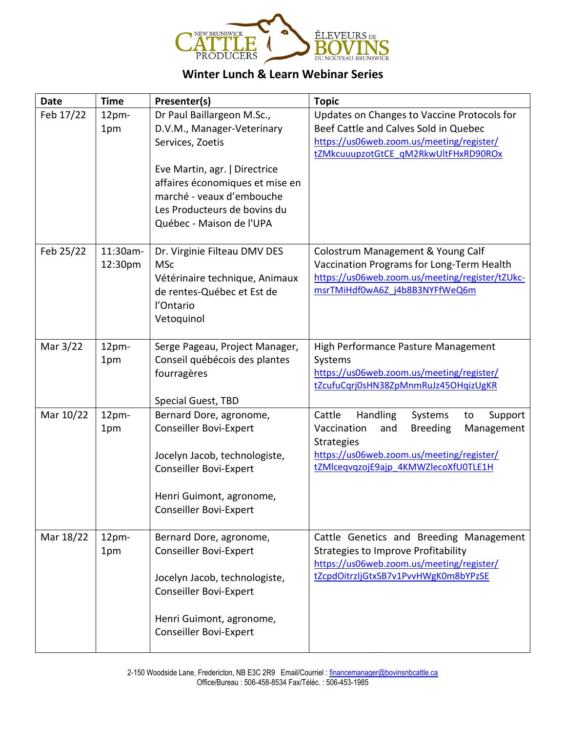NEW BRUNSWICK CATTLE PRODUCERS ÉLEVEURS DE BOVINS DU NOUVEAU-BRUNSWICK

## Winter Lunch & Learn Webinar Series

| Date | Time | Presenter(s) | Topic |
|---|---|---|---|
| Feb 17/22 | 12pm-1pm | Dr Paul Baillargeon M.Sc., D.V.M., Manager-Veterinary Services, Zoetis<br><br>Eve Martin, agr. \| Directrice affaires économiques et mise en marché - veaux d'embouche Les Producteurs de bovins du Québec - Maison de l'UPA | Updates on Changes to Vaccine Protocols for Beef Cattle and Calves Sold in Quebec https://us06web.zoom.us/meeting/register/tZMkcuuupzotGtCE_qM2RkwUltFHxRD90ROx |
| Feb 25/22 | 11:30am-12:30pm | Dr. Virginie Filteau DMV DES MSc<br>Vétérinaire technique, Animaux de rentes-Québec et Est de l'Ontario<br>Vetoquinol | Colostrum Management & Young Calf Vaccination Programs for Long-Term Health https://us06web.zoom.us/meeting/register/tZUkc-msrTMiHdf0wA6Z_j4b8B3NYFfWeQ6m |
| Mar 3/22 | 12pm-1pm | Serge Pageau, Project Manager, Conseil québécois des plantes fourragères<br><br>Special Guest, TBD | High Performance Pasture Management Systems https://us06web.zoom.us/meeting/register/tZcufuCqrj0sHN38ZpMnmRuJz45OHqizUgKR |
| Mar 10/22 | 12pm-1pm | Bernard Dore, agronome, Conseiller Bovi-Expert<br><br>Jocelyn Jacob, technologiste, Conseiller Bovi-Expert<br><br>Henri Guimont, agronome, Conseiller Bovi-Expert | Cattle Handling Systems to Support Vaccination and Breeding Management Strategies https://us06web.zoom.us/meeting/register/tZMlceqvqzojE9ajp_4KMWZlecoXfU0TLE1H |
| Mar 18/22 | 12pm-1pm | Bernard Dore, agronome, Conseiller Bovi-Expert<br><br>Jocelyn Jacob, technologiste, Conseiller Bovi-Expert<br><br>Henri Guimont, agronome, Conseiller Bovi-Expert | Cattle Genetics and Breeding Management Strategies to Improve Profitability https://us06web.zoom.us/meeting/register/tZcpdOitrzljGtxSB7v1PvvHWgK0m8bYPzSE |

2-150 Woodside Lane, Fredericton, NB E3C 2R9 Email/Courriel : financemanager@bovinsnbcattle.ca
Office/Bureau : 506-458-8534 Fax/Téléc. : 506-453-1985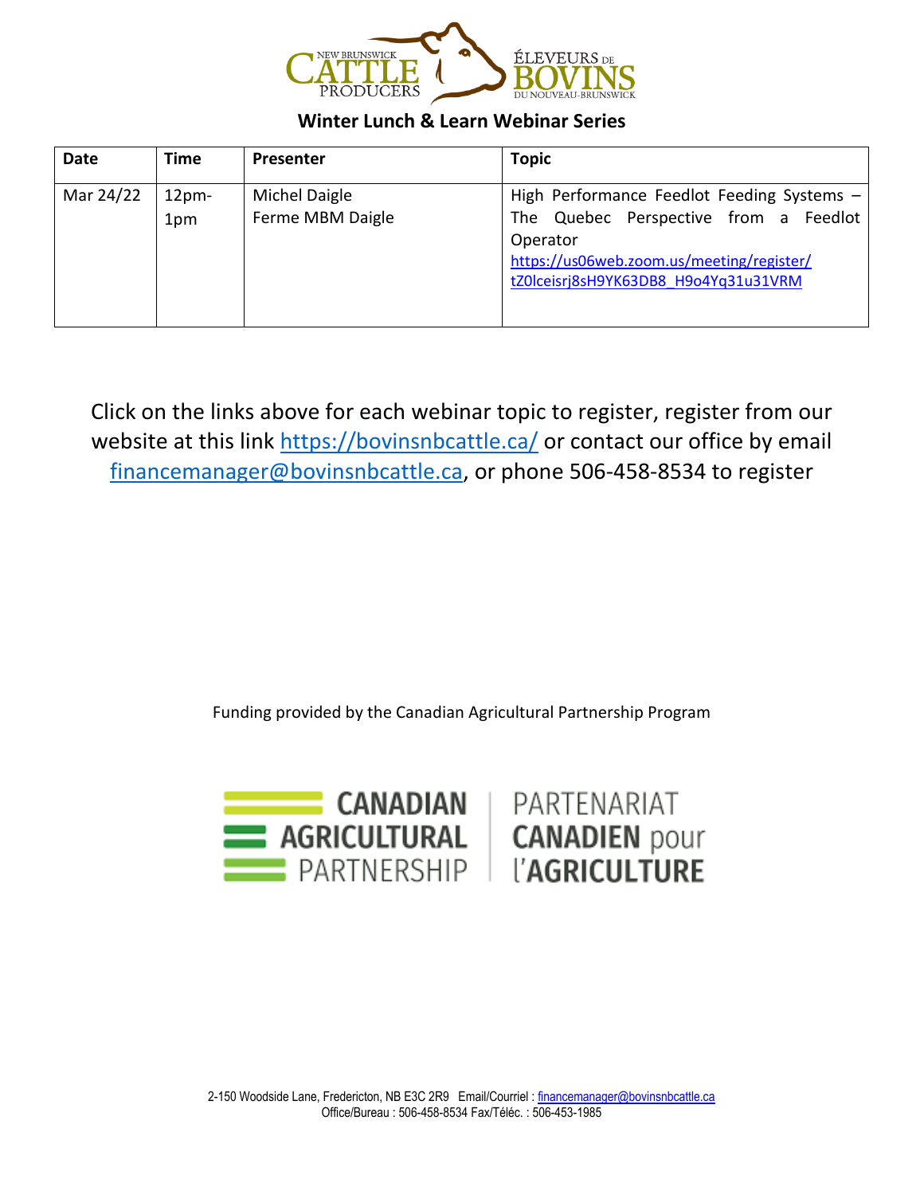**Winter Lunch & Learn Webinar Series**

| Date | Time | Presenter | Topic |
|---|---|---|---|
| Mar 24/22 | 12pm-1pm | Michel Daigle<br>Ferme MBM Daigle | High Performance Feedlot Feeding Systems – The Quebec Perspective from a Feedlot Operator<br>https://us06web.zoom.us/meeting/register/tZ0lceisrj8sH9YK63DB8_H9o4Yq31u31VRM |

Click on the links above for each webinar topic to register, register from our website at this link https://bovinsnbcattle.ca/ or contact our office by email financemanager@bovinsnbcattle.ca, or phone 506-458-8534 to register

Funding provided by the Canadian Agricultural Partnership Program

2-150 Woodside Lane, Fredericton, NB E3C 2R9 Email/Courriel : financemanager@bovinsnbcattle.ca
Office/Bureau : 506-458-8534 Fax/Téléc. : 506-453-1985